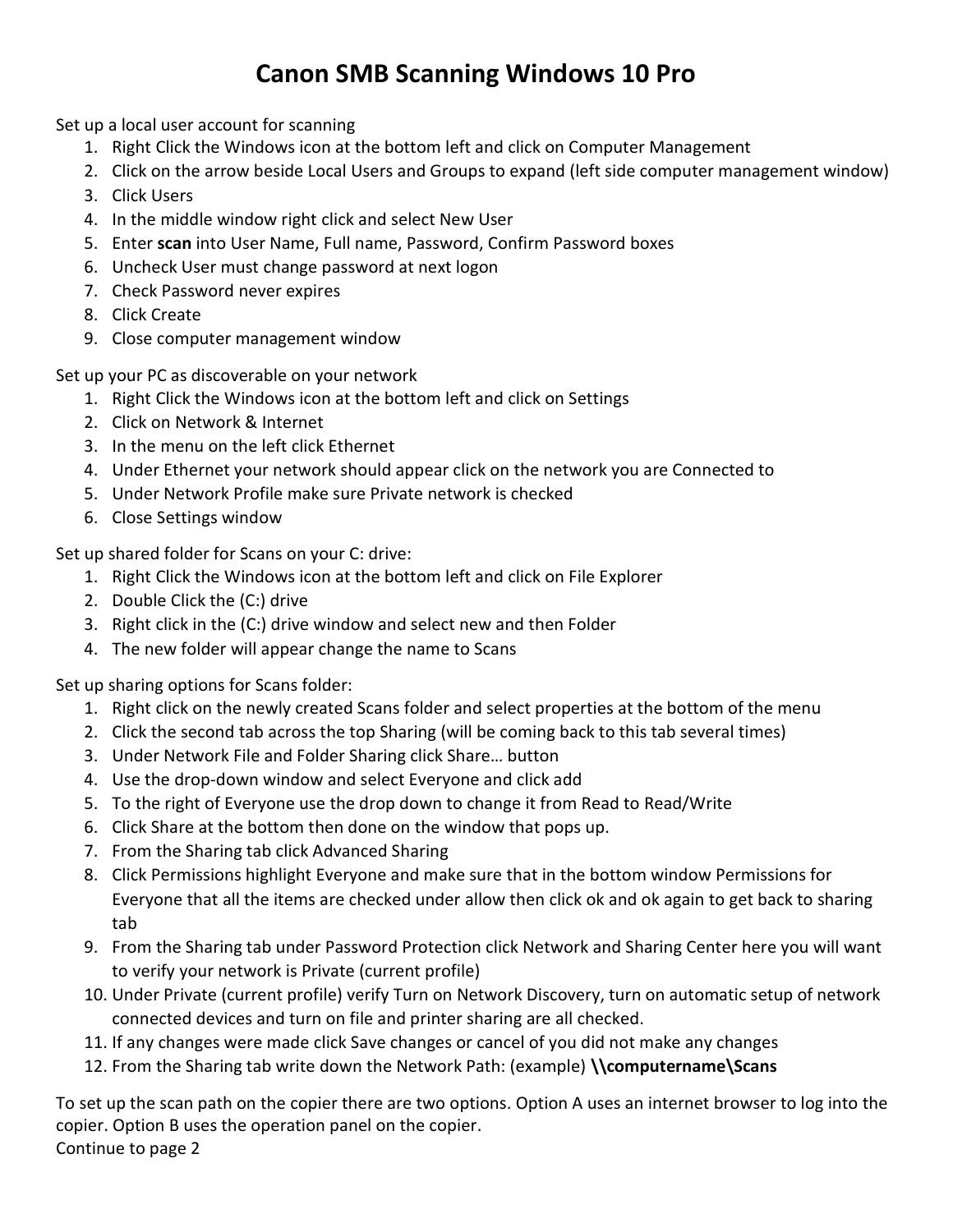# Canon SMB Scanning Windows 10 Pro

Set up a local user account for scanning

1. Right Click the Windows icon at the bottom left and click on Computer Management
2. Click on the arrow beside Local Users and Groups to expand (left side computer management window)
3. Click Users
4. In the middle window right click and select New User
5. Enter **scan** into User Name, Full name, Password, Confirm Password boxes
6. Uncheck User must change password at next logon
7. Check Password never expires
8. Click Create
9. Close computer management window

Set up your PC as discoverable on your network

1. Right Click the Windows icon at the bottom left and click on Settings
2. Click on Network & Internet
3. In the menu on the left click Ethernet
4. Under Ethernet your network should appear click on the network you are Connected to
5. Under Network Profile make sure Private network is checked
6. Close Settings window

Set up shared folder for Scans on your C: drive:

1. Right Click the Windows icon at the bottom left and click on File Explorer
2. Double Click the (C:) drive
3. Right click in the (C:) drive window and select new and then Folder
4. The new folder will appear change the name to Scans

Set up sharing options for Scans folder:

1. Right click on the newly created Scans folder and select properties at the bottom of the menu
2. Click the second tab across the top Sharing (will be coming back to this tab several times)
3. Under Network File and Folder Sharing click Share… button
4. Use the drop-down window and select Everyone and click add
5. To the right of Everyone use the drop down to change it from Read to Read/Write
6. Click Share at the bottom then done on the window that pops up.
7. From the Sharing tab click Advanced Sharing
8. Click Permissions highlight Everyone and make sure that in the bottom window Permissions for Everyone that all the items are checked under allow then click ok and ok again to get back to sharing tab
9. From the Sharing tab under Password Protection click Network and Sharing Center here you will want to verify your network is Private (current profile)
10. Under Private (current profile) verify Turn on Network Discovery, turn on automatic setup of network connected devices and turn on file and printer sharing are all checked.
11. If any changes were made click Save changes or cancel of you did not make any changes
12. From the Sharing tab write down the Network Path: (example) **\\computername\Scans**

To set up the scan path on the copier there are two options. Option A uses an internet browser to log into the copier. Option B uses the operation panel on the copier.
Continue to page 2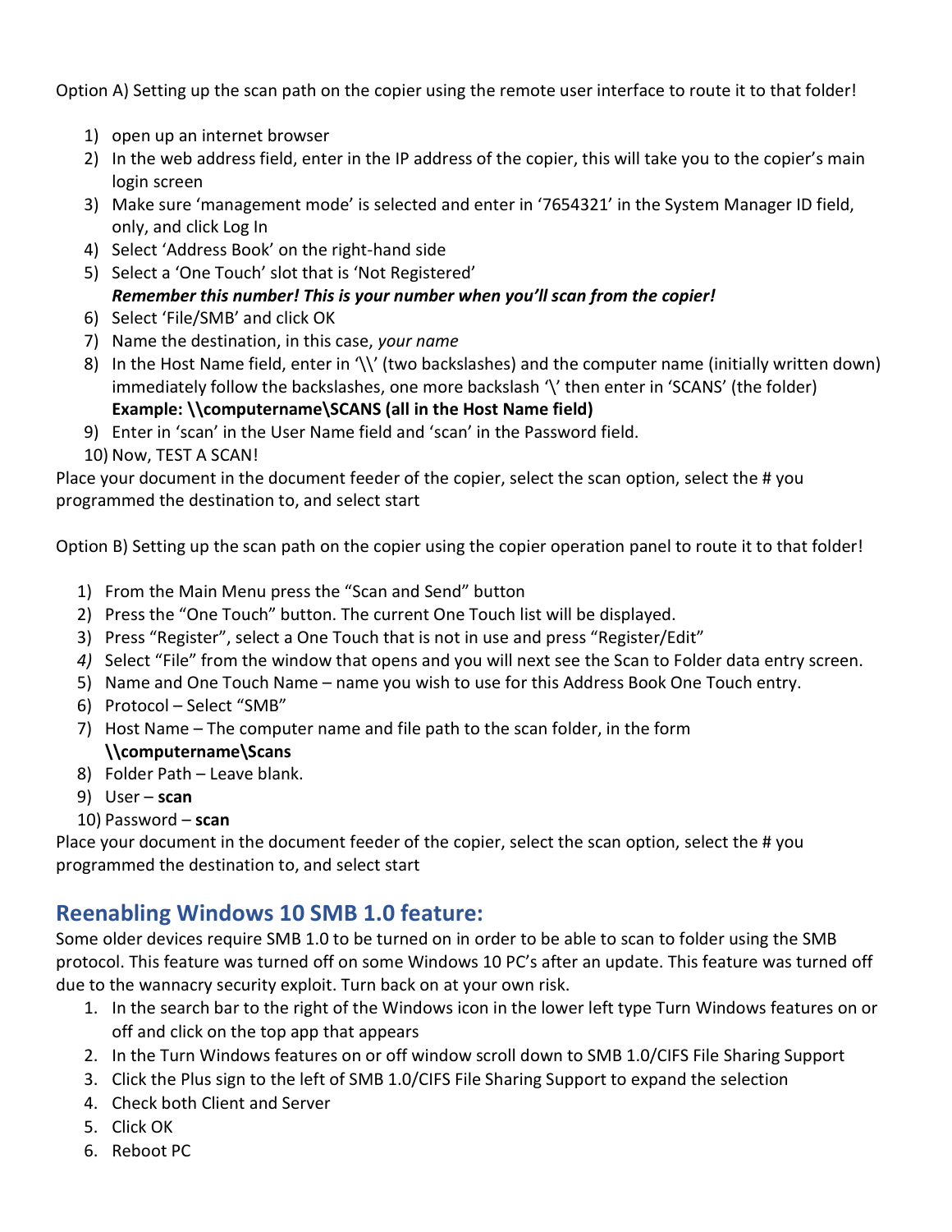Option A) Setting up the scan path on the copier using the remote user interface to route it to that folder!

1) open up an internet browser
2) In the web address field, enter in the IP address of the copier, this will take you to the copier's main login screen
3) Make sure 'management mode' is selected and enter in '7654321' in the System Manager ID field, only, and click Log In
4) Select 'Address Book' on the right-hand side
5) Select a 'One Touch' slot that is 'Not Registered'
   ***Remember this number! This is your number when you'll scan from the copier!***
6) Select 'File/SMB' and click OK
7) Name the destination, in this case, *your name*
8) In the Host Name field, enter in '\\' (two backslashes) and the computer name (initially written down) immediately follow the backslashes, one more backslash '\' then enter in 'SCANS' (the folder)
   **Example: \\computername\SCANS (all in the Host Name field)**
9) Enter in 'scan' in the User Name field and 'scan' in the Password field.
10) Now, TEST A SCAN!

Place your document in the document feeder of the copier, select the scan option, select the # you programmed the destination to, and select start

Option B) Setting up the scan path on the copier using the copier operation panel to route it to that folder!

1) From the Main Menu press the "Scan and Send" button
2) Press the "One Touch" button. The current One Touch list will be displayed.
3) Press "Register", select a One Touch that is not in use and press "Register/Edit"
4) Select "File" from the window that opens and you will next see the Scan to Folder data entry screen.
5) Name and One Touch Name – name you wish to use for this Address Book One Touch entry.
6) Protocol – Select "SMB"
7) Host Name – The computer name and file path to the scan folder, in the form **\\computername\Scans**
8) Folder Path – Leave blank.
9) User – **scan**
10) Password – **scan**

Place your document in the document feeder of the copier, select the scan option, select the # you programmed the destination to, and select start

## Reenabling Windows 10 SMB 1.0 feature:

Some older devices require SMB 1.0 to be turned on in order to be able to scan to folder using the SMB protocol. This feature was turned off on some Windows 10 PC's after an update. This feature was turned off due to the wannacry security exploit. Turn back on at your own risk.

1. In the search bar to the right of the Windows icon in the lower left type Turn Windows features on or off and click on the top app that appears
2. In the Turn Windows features on or off window scroll down to SMB 1.0/CIFS File Sharing Support
3. Click the Plus sign to the left of SMB 1.0/CIFS File Sharing Support to expand the selection
4. Check both Client and Server
5. Click OK
6. Reboot PC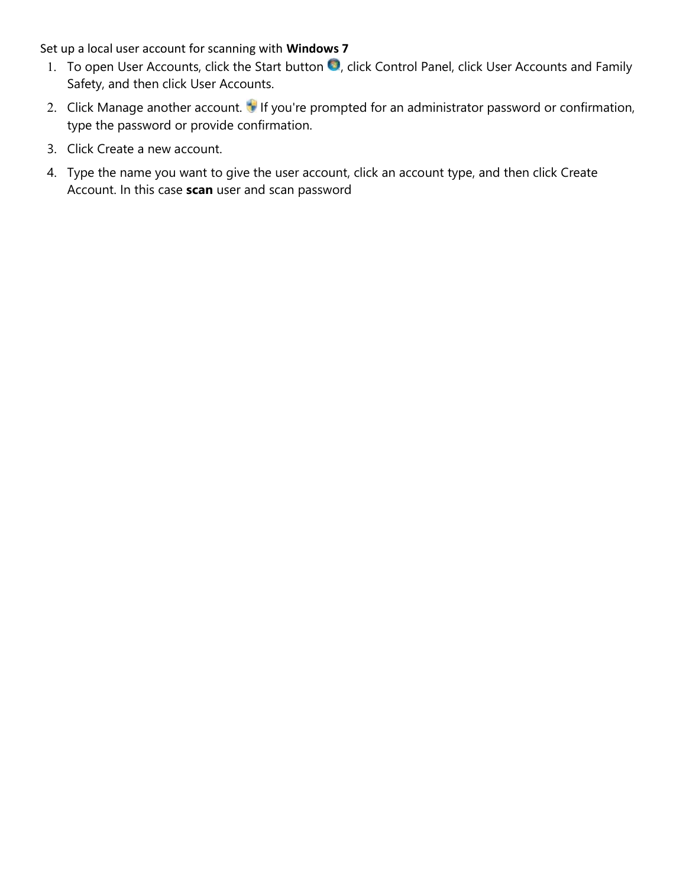Set up a local user account for scanning with **Windows 7**

1. To open User Accounts, click the Start button, click Control Panel, click User Accounts and Family Safety, and then click User Accounts.
2. Click Manage another account. If you're prompted for an administrator password or confirmation, type the password or provide confirmation.
3. Click Create a new account.
4. Type the name you want to give the user account, click an account type, and then click Create Account. In this case **scan** user and scan password